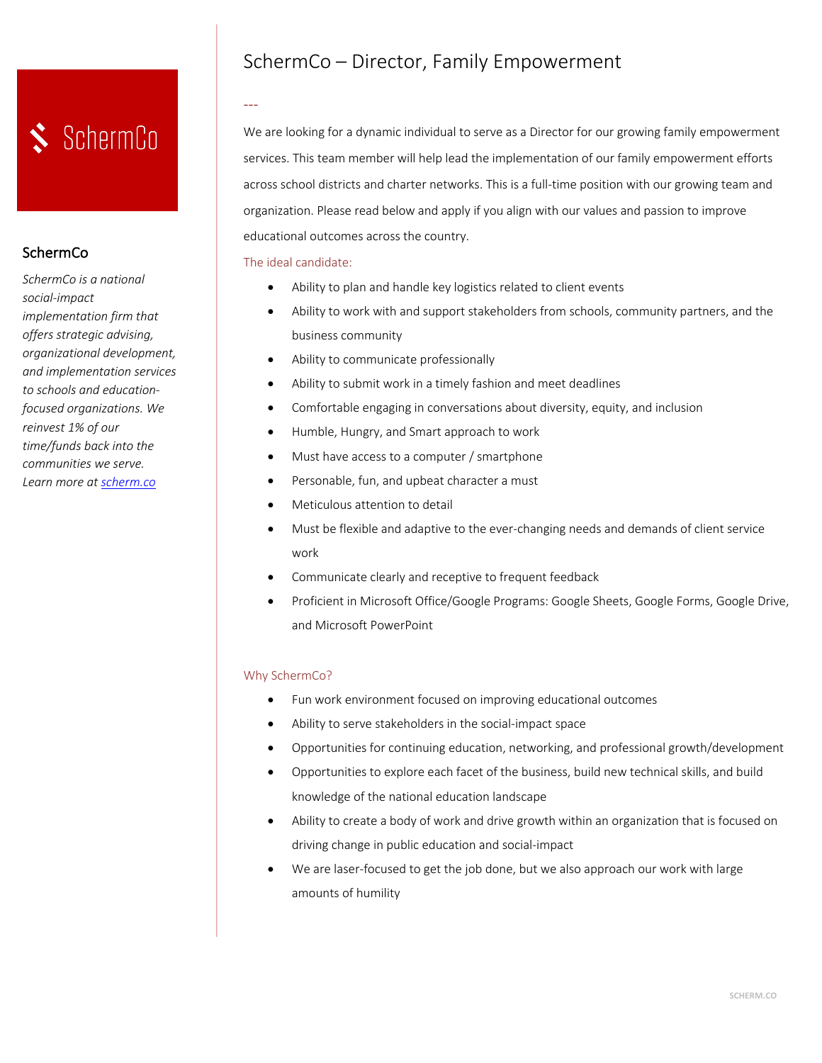# SchermCo – Director, Family Empowerment

---

We are looking for a dynamic individual to serve as a Director for our growing family empowerment services. This team member will help lead the implementation of our family empowerment efforts across school districts and charter networks. This is a full-time position with our growing team and organization. Please read below and apply if you align with our values and passion to improve educational outcomes across the country.

The ideal candidate:

- Ability to plan and handle key logistics related to client events
- Ability to work with and support stakeholders from schools, community partners, and the business community
- Ability to communicate professionally
- Ability to submit work in a timely fashion and meet deadlines
- Comfortable engaging in conversations about diversity, equity, and inclusion
- Humble, Hungry, and Smart approach to work
- Must have access to a computer / smartphone
- Personable, fun, and upbeat character a must
- Meticulous attention to detail
- Must be flexible and adaptive to the ever-changing needs and demands of client service work
- Communicate clearly and receptive to frequent feedback
- Proficient in Microsoft Office/Google Programs: Google Sheets, Google Forms, Google Drive, and Microsoft PowerPoint

Why SchermCo?

- Fun work environment focused on improving educational outcomes
- Ability to serve stakeholders in the social-impact space
- Opportunities for continuing education, networking, and professional growth/development
- Opportunities to explore each facet of the business, build new technical skills, and build knowledge of the national education landscape
- Ability to create a body of work and drive growth within an organization that is focused on driving change in public education and social-impact
- We are laser-focused to get the job done, but we also approach our work with large amounts of humility

SchermCo

## SchermCo

*SchermCo is a national social-impact implementation firm that offers strategic advising, organizational development, and implementation services to schools and education-focused organizations. We reinvest 1% of our time/funds back into the communities we serve. Learn more at [scherm.co](scherm.co)*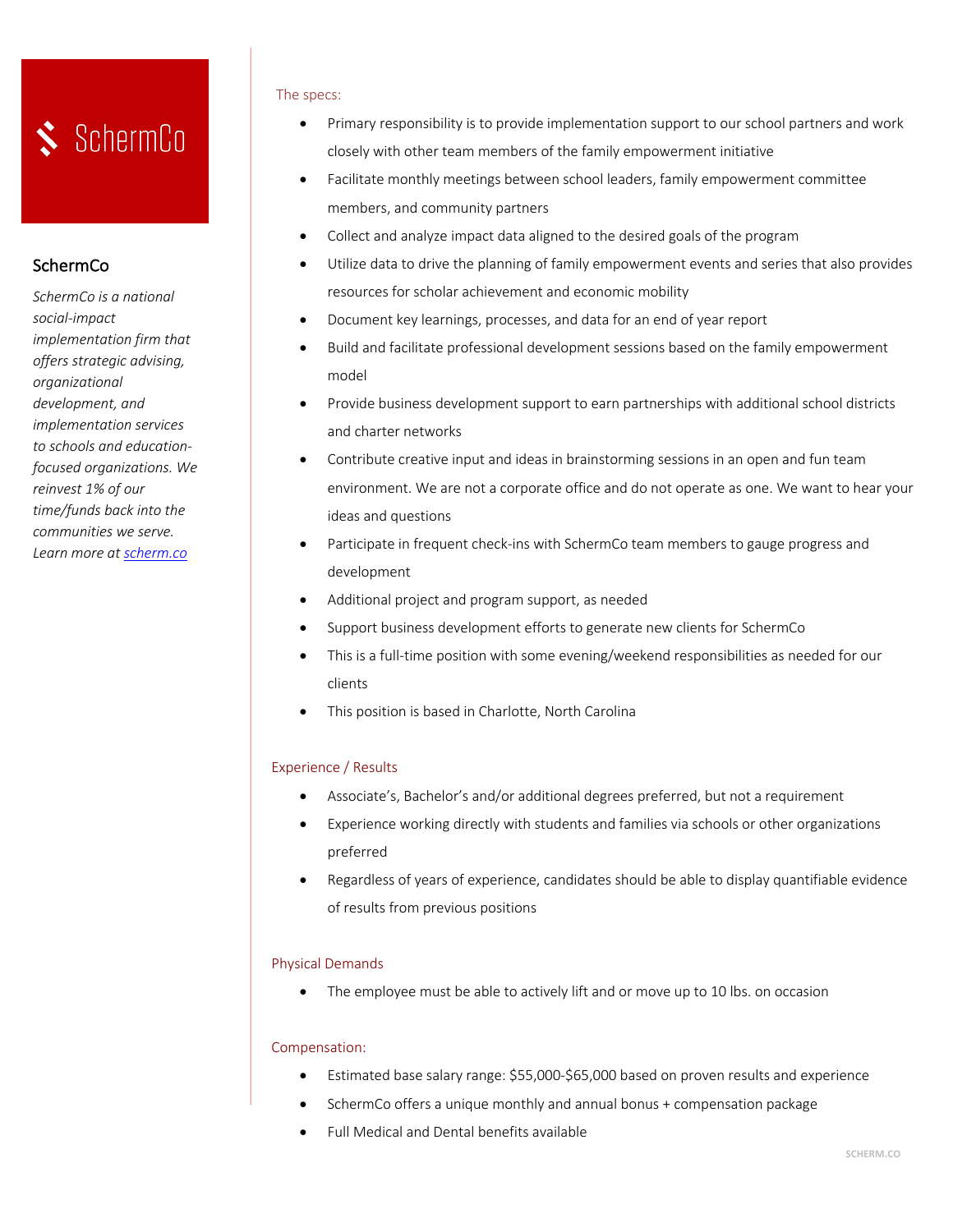SchermCo

## SchermCo

*SchermCo is a national social-impact implementation firm that offers strategic advising, organizational development, and implementation services to schools and education-focused organizations. We reinvest 1% of our time/funds back into the communities we serve. Learn more at [scherm.co](https://scherm.co)*

### The specs:

- Primary responsibility is to provide implementation support to our school partners and work closely with other team members of the family empowerment initiative
- Facilitate monthly meetings between school leaders, family empowerment committee members, and community partners
- Collect and analyze impact data aligned to the desired goals of the program
- Utilize data to drive the planning of family empowerment events and series that also provides resources for scholar achievement and economic mobility
- Document key learnings, processes, and data for an end of year report
- Build and facilitate professional development sessions based on the family empowerment model
- Provide business development support to earn partnerships with additional school districts and charter networks
- Contribute creative input and ideas in brainstorming sessions in an open and fun team environment. We are not a corporate office and do not operate as one. We want to hear your ideas and questions
- Participate in frequent check-ins with SchermCo team members to gauge progress and development
- Additional project and program support, as needed
- Support business development efforts to generate new clients for SchermCo
- This is a full-time position with some evening/weekend responsibilities as needed for our clients
- This position is based in Charlotte, North Carolina

### Experience / Results

- Associate's, Bachelor's and/or additional degrees preferred, but not a requirement
- Experience working directly with students and families via schools or other organizations preferred
- Regardless of years of experience, candidates should be able to display quantifiable evidence of results from previous positions

### Physical Demands

- The employee must be able to actively lift and or move up to 10 lbs. on occasion

### Compensation:

- Estimated base salary range: $55,000-$65,000 based on proven results and experience
- SchermCo offers a unique monthly and annual bonus + compensation package
- Full Medical and Dental benefits available